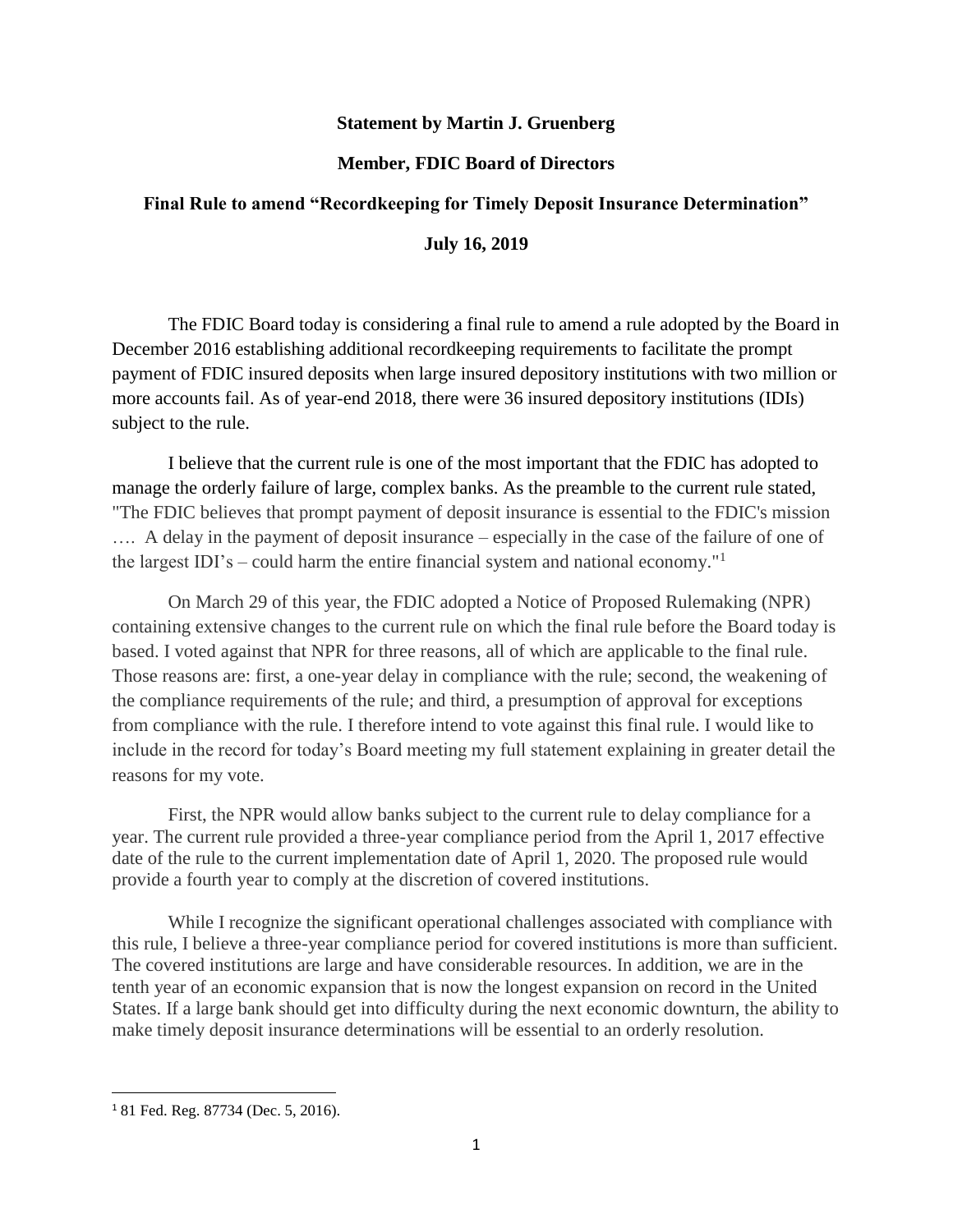**Statement by Martin J. Gruenberg**

**Member, FDIC Board of Directors**

**Final Rule to amend "Recordkeeping for Timely Deposit Insurance Determination"**

**July 16, 2019**

The FDIC Board today is considering a final rule to amend a rule adopted by the Board in December 2016 establishing additional recordkeeping requirements to facilitate the prompt payment of FDIC insured deposits when large insured depository institutions with two million or more accounts fail. As of year-end 2018, there were 36 insured depository institutions (IDIs) subject to the rule.

I believe that the current rule is one of the most important that the FDIC has adopted to manage the orderly failure of large, complex banks. As the preamble to the current rule stated, "The FDIC believes that prompt payment of deposit insurance is essential to the FDIC's mission …. A delay in the payment of deposit insurance – especially in the case of the failure of one of the largest IDI's – could harm the entire financial system and national economy."[1]

On March 29 of this year, the FDIC adopted a Notice of Proposed Rulemaking (NPR) containing extensive changes to the current rule on which the final rule before the Board today is based. I voted against that NPR for three reasons, all of which are applicable to the final rule. Those reasons are: first, a one-year delay in compliance with the rule; second, the weakening of the compliance requirements of the rule; and third, a presumption of approval for exceptions from compliance with the rule. I therefore intend to vote against this final rule. I would like to include in the record for today's Board meeting my full statement explaining in greater detail the reasons for my vote.

First, the NPR would allow banks subject to the current rule to delay compliance for a year. The current rule provided a three-year compliance period from the April 1, 2017 effective date of the rule to the current implementation date of April 1, 2020. The proposed rule would provide a fourth year to comply at the discretion of covered institutions.

While I recognize the significant operational challenges associated with compliance with this rule, I believe a three-year compliance period for covered institutions is more than sufficient. The covered institutions are large and have considerable resources. In addition, we are in the tenth year of an economic expansion that is now the longest expansion on record in the United States. If a large bank should get into difficulty during the next economic downturn, the ability to make timely deposit insurance determinations will be essential to an orderly resolution.

---

[1] 81 Fed. Reg. 87734 (Dec. 5, 2016).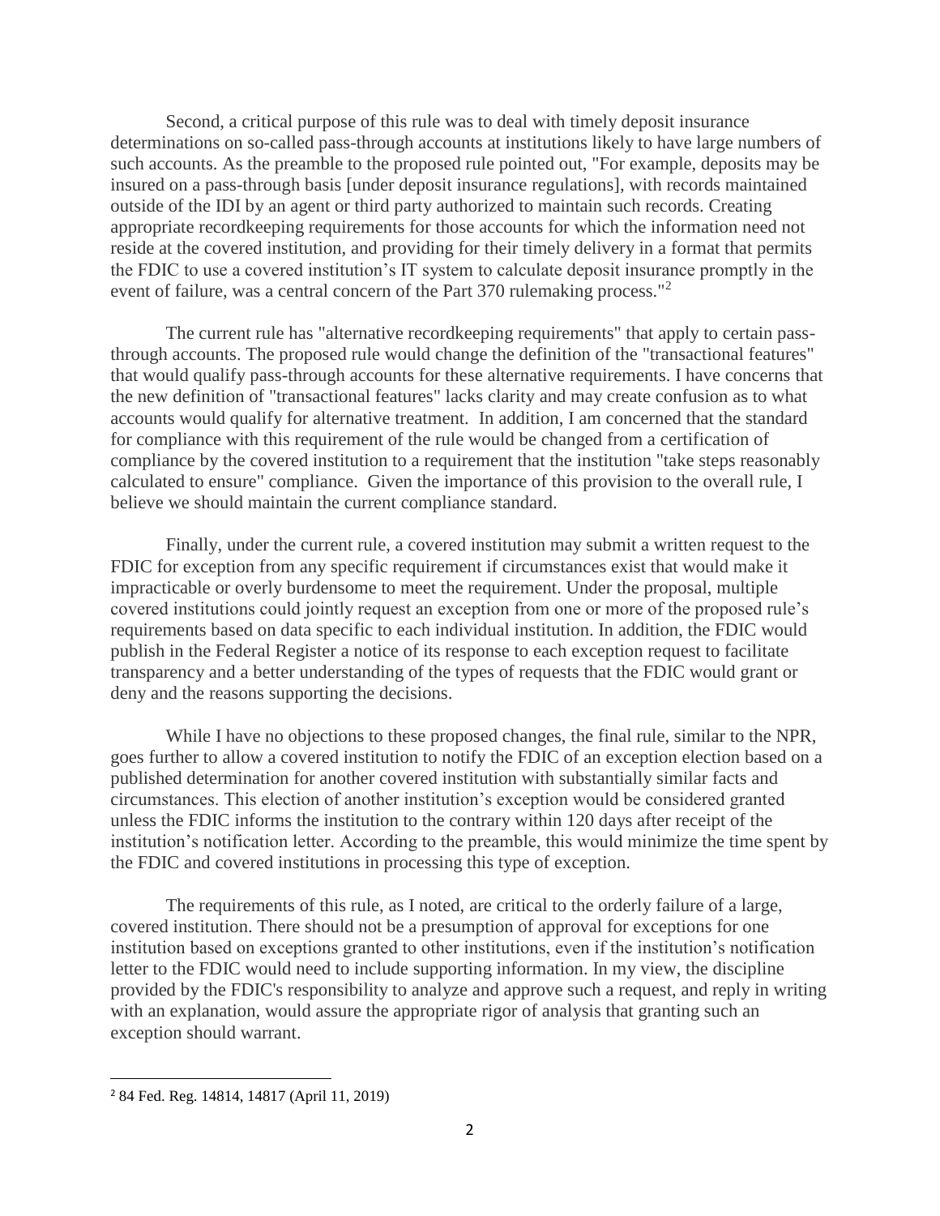Second, a critical purpose of this rule was to deal with timely deposit insurance determinations on so-called pass-through accounts at institutions likely to have large numbers of such accounts. As the preamble to the proposed rule pointed out, "For example, deposits may be insured on a pass-through basis [under deposit insurance regulations], with records maintained outside of the IDI by an agent or third party authorized to maintain such records. Creating appropriate recordkeeping requirements for those accounts for which the information need not reside at the covered institution, and providing for their timely delivery in a format that permits the FDIC to use a covered institution's IT system to calculate deposit insurance promptly in the event of failure, was a central concern of the Part 370 rulemaking process."[2]

The current rule has "alternative recordkeeping requirements" that apply to certain pass-through accounts. The proposed rule would change the definition of the "transactional features" that would qualify pass-through accounts for these alternative requirements. I have concerns that the new definition of "transactional features" lacks clarity and may create confusion as to what accounts would qualify for alternative treatment. In addition, I am concerned that the standard for compliance with this requirement of the rule would be changed from a certification of compliance by the covered institution to a requirement that the institution "take steps reasonably calculated to ensure" compliance. Given the importance of this provision to the overall rule, I believe we should maintain the current compliance standard.

Finally, under the current rule, a covered institution may submit a written request to the FDIC for exception from any specific requirement if circumstances exist that would make it impracticable or overly burdensome to meet the requirement. Under the proposal, multiple covered institutions could jointly request an exception from one or more of the proposed rule's requirements based on data specific to each individual institution. In addition, the FDIC would publish in the Federal Register a notice of its response to each exception request to facilitate transparency and a better understanding of the types of requests that the FDIC would grant or deny and the reasons supporting the decisions.

While I have no objections to these proposed changes, the final rule, similar to the NPR, goes further to allow a covered institution to notify the FDIC of an exception election based on a published determination for another covered institution with substantially similar facts and circumstances. This election of another institution's exception would be considered granted unless the FDIC informs the institution to the contrary within 120 days after receipt of the institution's notification letter. According to the preamble, this would minimize the time spent by the FDIC and covered institutions in processing this type of exception.

The requirements of this rule, as I noted, are critical to the orderly failure of a large, covered institution. There should not be a presumption of approval for exceptions for one institution based on exceptions granted to other institutions, even if the institution's notification letter to the FDIC would need to include supporting information. In my view, the discipline provided by the FDIC's responsibility to analyze and approve such a request, and reply in writing with an explanation, would assure the appropriate rigor of analysis that granting such an exception should warrant.

[2] 84 Fed. Reg. 14814, 14817 (April 11, 2019)